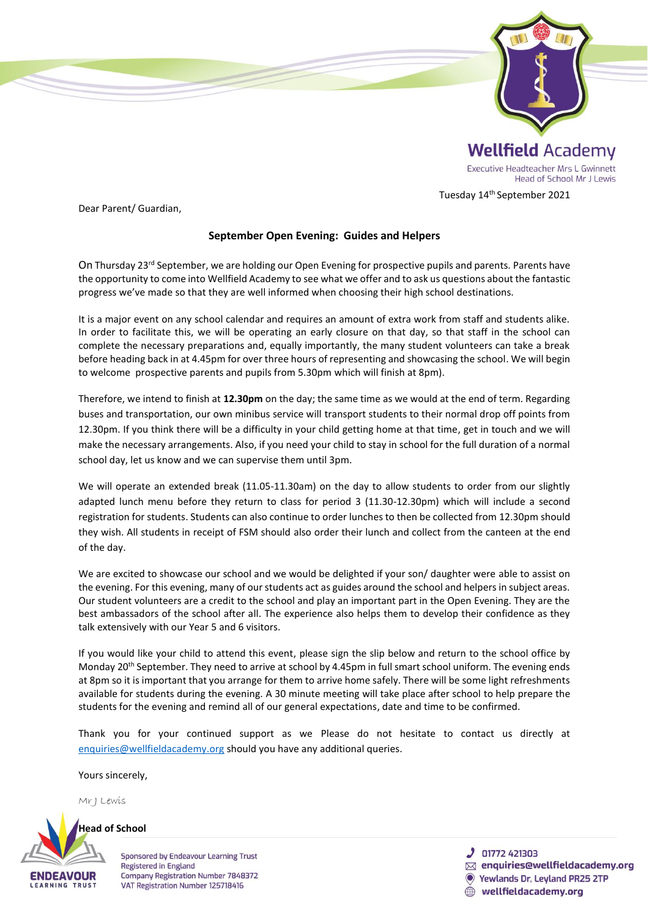**Wellfield Academy**

Executive Headteacher Mrs L Gwinnett
Head of School Mr J Lewis

Tuesday 14th September 2021

Dear Parent/ Guardian,

**September Open Evening: Guides and Helpers**

On Thursday 23rd September, we are holding our Open Evening for prospective pupils and parents. Parents have the opportunity to come into Wellfield Academy to see what we offer and to ask us questions about the fantastic progress we've made so that they are well informed when choosing their high school destinations.

It is a major event on any school calendar and requires an amount of extra work from staff and students alike. In order to facilitate this, we will be operating an early closure on that day, so that staff in the school can complete the necessary preparations and, equally importantly, the many student volunteers can take a break before heading back in at 4.45pm for over three hours of representing and showcasing the school. We will begin to welcome prospective parents and pupils from 5.30pm which will finish at 8pm).

Therefore, we intend to finish at **12.30pm** on the day; the same time as we would at the end of term. Regarding buses and transportation, our own minibus service will transport students to their normal drop off points from 12.30pm. If you think there will be a difficulty in your child getting home at that time, get in touch and we will make the necessary arrangements. Also, if you need your child to stay in school for the full duration of a normal school day, let us know and we can supervise them until 3pm.

We will operate an extended break (11.05-11.30am) on the day to allow students to order from our slightly adapted lunch menu before they return to class for period 3 (11.30-12.30pm) which will include a second registration for students. Students can also continue to order lunches to then be collected from 12.30pm should they wish. All students in receipt of FSM should also order their lunch and collect from the canteen at the end of the day.

We are excited to showcase our school and we would be delighted if your son/ daughter were able to assist on the evening. For this evening, many of our students act as guides around the school and helpers in subject areas. Our student volunteers are a credit to the school and play an important part in the Open Evening. They are the best ambassadors of the school after all. The experience also helps them to develop their confidence as they talk extensively with our Year 5 and 6 visitors.

If you would like your child to attend this event, please sign the slip below and return to the school office by Monday 20th September. They need to arrive at school by 4.45pm in full smart school uniform. The evening ends at 8pm so it is important that you arrange for them to arrive home safely. There will be some light refreshments available for students during the evening. A 30 minute meeting will take place after school to help prepare the students for the evening and remind all of our general expectations, date and time to be confirmed.

Thank you for your continued support as we Please do not hesitate to contact us directly at enquiries@wellfieldacademy.org should you have any additional queries.

Yours sincerely,

Mr J Lewis

**Head of School**

Sponsored by Endeavour Learning Trust
Registered in England
Company Registration Number 7848372
VAT Registration Number 125718416

01772 421303
enquiries@wellfieldacademy.org
Yewlands Dr, Leyland PR25 2TP
wellfieldacademy.org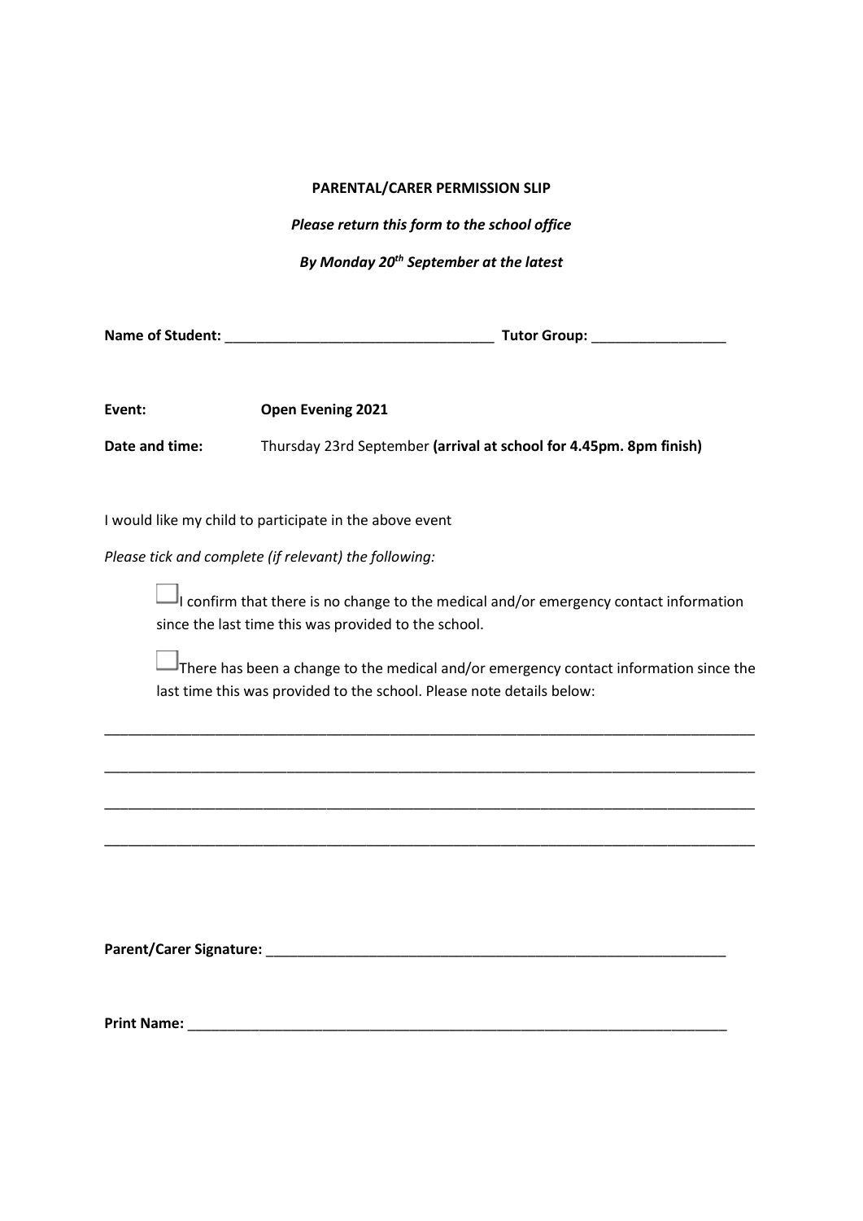**PARENTAL/CARER PERMISSION SLIP**

*Please return this form to the school office*

*By Monday 20th September at the latest*

**Name of Student:** ___________________________________ **Tutor Group:** _________________

**Event:** **Open Evening 2021**

**Date and time:** Thursday 23rd September **(arrival at school for 4.45pm. 8pm finish)**

I would like my child to participate in the above event

*Please tick and complete (if relevant) the following:*

- ☐ I confirm that there is no change to the medical and/or emergency contact information since the last time this was provided to the school.
- ☐ There has been a change to the medical and/or emergency contact information since the last time this was provided to the school. Please note details below:

_____________________________________________________________________________________

_____________________________________________________________________________________

_____________________________________________________________________________________

_____________________________________________________________________________________

**Parent/Carer Signature:** ____________________________________________________________

**Print Name:** ______________________________________________________________________